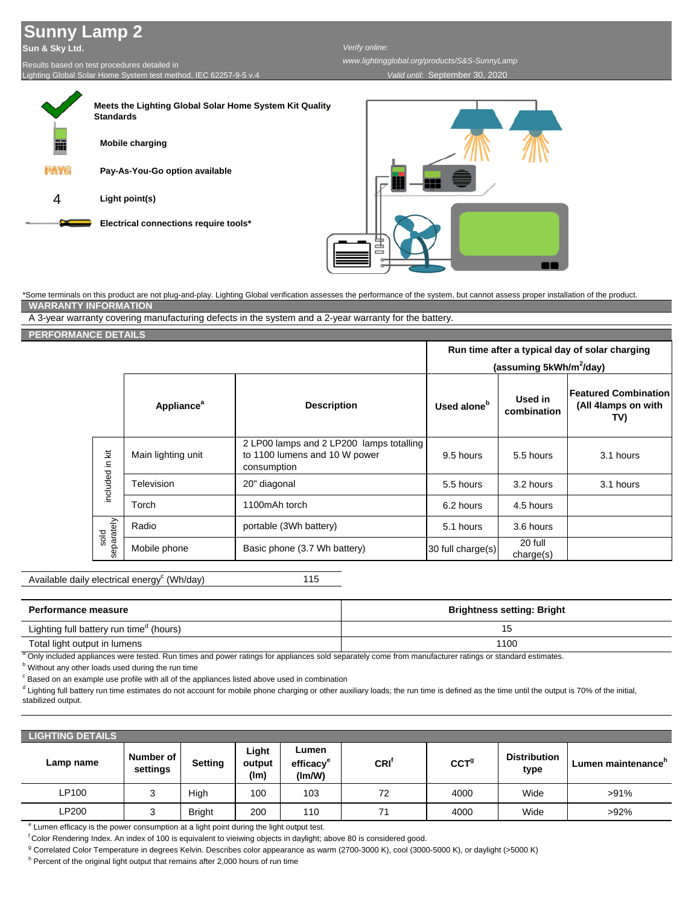# Sunny Lamp 2

**Sun & Sky Ltd.**

Results based on test procedures detailed in
Lighting Global Solar Home System test method, IEC 62257-9-5 v.4

*Verify online:*
*www.lightingglobal.org/products/S&S-SunnyLamp*
*Valid until:* September 30, 2020

**Meets the Lighting Global Solar Home System Kit Quality Standards**

**Mobile charging**

PAYG **Pay-As-You-Go option available**

4 **Light point(s)**

**Electrical connections require tools***

*Some terminals on this product are not plug-and-play. Lighting Global verification assesses the performance of the system, but cannot assess proper installation of the product.

## WARRANTY INFORMATION

A 3-year warranty covering manufacturing defects in the system and a 2-year warranty for the battery.

## PERFORMANCE DETAILS

| | Appliance[a] | Description | Run time after a typical day of solar charging (assuming 5kWh/m²/day): Used alone[b] | Used in combination | Featured Combination (All 4lamps on with TV) |
|---|---|---|---|---|---|
| included in kit | Main lighting unit | 2 LP00 lamps and 2 LP200 lamps totalling to 1100 lumens and 10 W power consumption | 9.5 hours | 5.5 hours | 3.1 hours |
| included in kit | Television | 20" diagonal | 5.5 hours | 3.2 hours | 3.1 hours |
| included in kit | Torch | 1100mAh torch | 6.2 hours | 4.5 hours | |
| sold separately | Radio | portable (3Wh battery) | 5.1 hours | 3.6 hours | |
| sold separately | Mobile phone | Basic phone (3.7 Wh battery) | 30 full charge(s) | 20 full charge(s) | |

| | |
|---|---|
| Available daily electrical energy[c] (Wh/day) | 115 |

| Performance measure | Brightness setting: Bright |
|---|---|
| Lighting full battery run time[d] (hours) | 15 |
| Total light output in lumens | 1100 |

[a] Only included appliances were tested. Run times and power ratings for appliances sold separately come from manufacturer ratings or standard estimates.

[b] Without any other loads used during the run time

[c] Based on an example use profile with all of the appliances listed above used in combination

[d] Lighting full battery run time estimates do not account for mobile phone charging or other auxiliary loads; the run time is defined as the time until the output is 70% of the initial, stabilized output.

## LIGHTING DETAILS

| Lamp name | Number of settings | Setting | Light output (lm) | Lumen efficacy[e] (lm/W) | CRI[f] | CCT[g] | Distribution type | Lumen maintenance[h] |
|---|---|---|---|---|---|---|---|---|
| LP100 | 3 | High | 100 | 103 | 72 | 4000 | Wide | >91% |
| LP200 | 3 | Bright | 200 | 110 | 71 | 4000 | Wide | >92% |

[e] Lumen efficacy is the power consumption at a light point during the light output test.

[f] Color Rendering Index. An index of 100 is equivalent to vieiwing objects in daylight; above 80 is considered good.

[g] Correlated Color Temperature in degrees Kelvin. Describes color appearance as warm (2700-3000 K), cool (3000-5000 K), or daylight (>5000 K)

[h] Percent of the original light output that remains after 2,000 hours of run time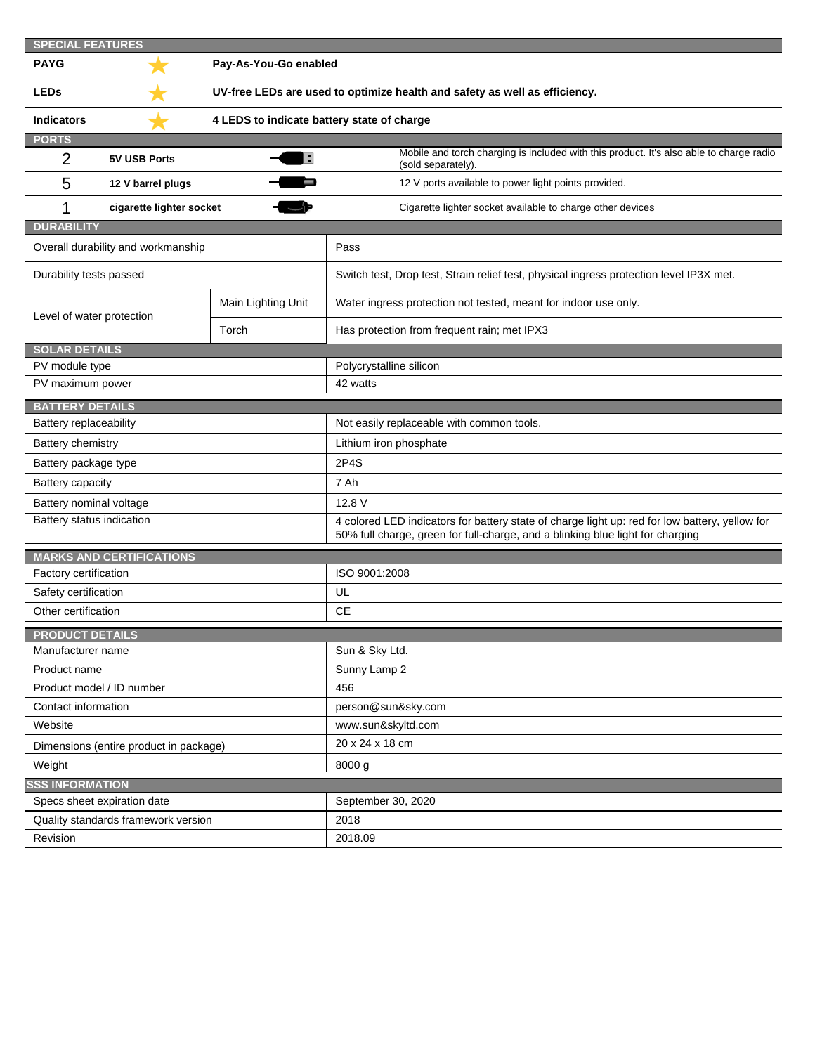## SPECIAL FEATURES

| | | |
|---|---|---|
| **PAYG** | ★ | **Pay-As-You-Go enabled** |
| **LEDs** | ★ | **UV-free LEDs are used to optimize health and safety as well as efficiency.** |
| **Indicators** | ★ | **4 LEDS to indicate battery state of charge** |

## PORTS

| | | |
|---|---|---|
| 2 | **5V USB Ports** | Mobile and torch charging is included with this product. It's also able to charge radio (sold separately). |
| 5 | **12 V barrel plugs** | 12 V ports available to power light points provided. |
| 1 | **cigarette lighter socket** | Cigarette lighter socket available to charge other devices |

## DURABILITY

| | | |
|---|---|---|
| Overall durability and workmanship | | Pass |
| Durability tests passed | | Switch test, Drop test, Strain relief test, physical ingress protection level IP3X met. |
| Level of water protection | Main Lighting Unit | Water ingress protection not tested, meant for indoor use only. |
| | Torch | Has protection from frequent rain; met IPX3 |

## SOLAR DETAILS

| | |
|---|---|
| PV module type | Polycrystalline silicon |
| PV maximum power | 42 watts |

## BATTERY DETAILS

| | |
|---|---|
| Battery replaceability | Not easily replaceable with common tools. |
| Battery chemistry | Lithium iron phosphate |
| Battery package type | 2P4S |
| Battery capacity | 7 Ah |
| Battery nominal voltage | 12.8 V |
| Battery status indication | 4 colored LED indicators for battery state of charge light up: red for low battery, yellow for 50% full charge, green for full-charge, and a blinking blue light for charging |

## MARKS AND CERTIFICATIONS

| | |
|---|---|
| Factory certification | ISO 9001:2008 |
| Safety certification | UL |
| Other certification | CE |

## PRODUCT DETAILS

| | |
|---|---|
| Manufacturer name | Sun & Sky Ltd. |
| Product name | Sunny Lamp 2 |
| Product model / ID number | 456 |
| Contact information | person@sun&sky.com |
| Website | www.sun&skyltd.com |
| Dimensions (entire product in package) | 20 x 24 x 18 cm |
| Weight | 8000 g |

## SSS INFORMATION

| | |
|---|---|
| Specs sheet expiration date | September 30, 2020 |
| Quality standards framework version | 2018 |
| Revision | 2018.09 |